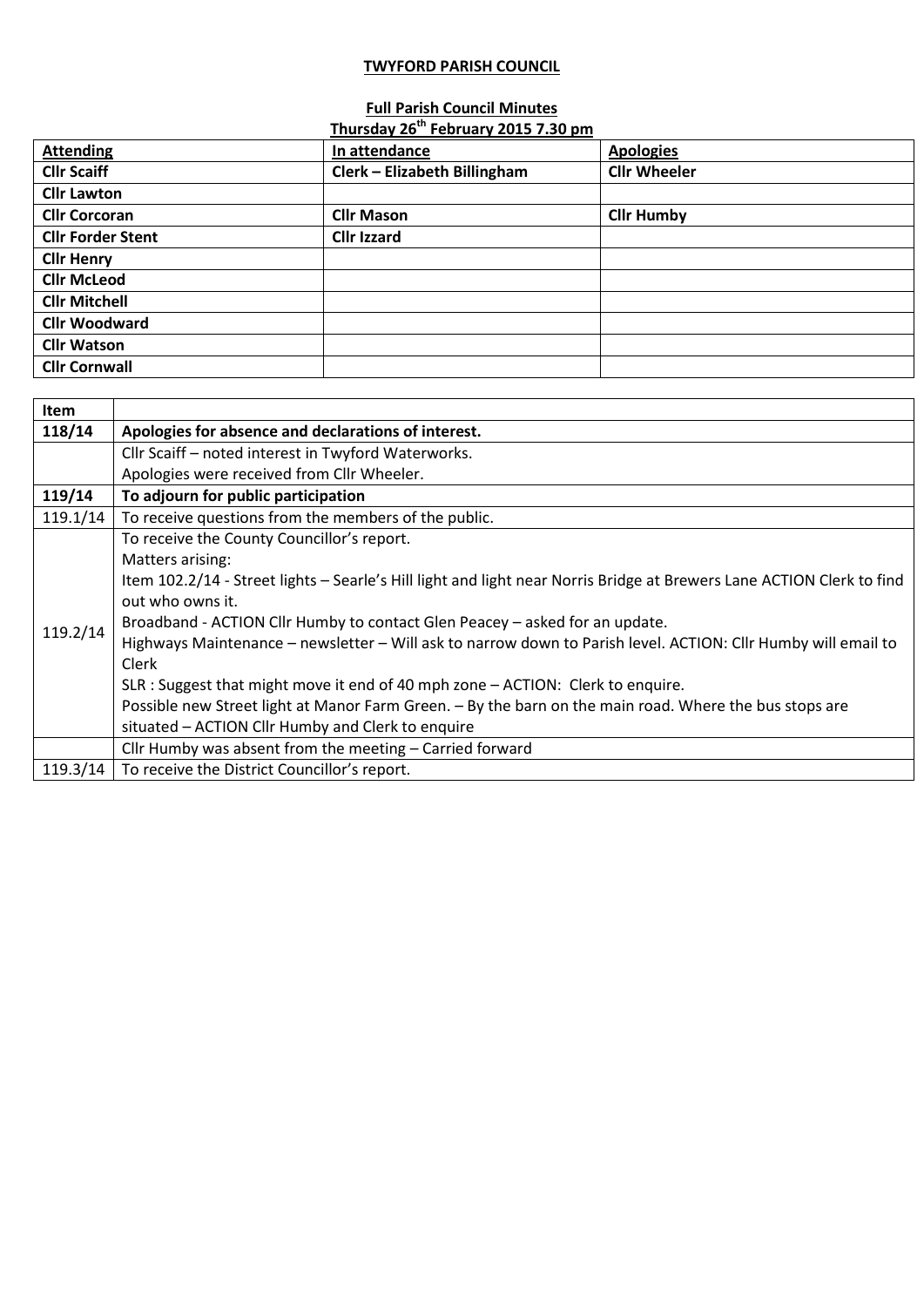**TWYFORD PARISH COUNCIL**

**Full Parish Council Minutes**
**Thursday 26th February 2015 7.30 pm**

| Attending | In attendance | Apologies |
|---|---|---|
| **Cllr Scaiff** | **Clerk – Elizabeth Billingham** | **Cllr Wheeler** |
| **Cllr Lawton** | | |
| **Cllr Corcoran** | **Cllr Mason** | **Cllr Humby** |
| **Cllr Forder Stent** | **Cllr Izzard** | |
| **Cllr Henry** | | |
| **Cllr McLeod** | | |
| **Cllr Mitchell** | | |
| **Cllr Woodward** | | |
| **Cllr Watson** | | |
| **Cllr Cornwall** | | |

| Item | |
|---|---|
| **118/14** | **Apologies for absence and declarations of interest.** |
| | Cllr Scaiff – noted interest in Twyford Waterworks.<br>Apologies were received from Cllr Wheeler. |
| **119/14** | **To adjourn for public participation** |
| 119.1/14 | To receive questions from the members of the public. |
| 119.2/14 | To receive the County Councillor's report.<br>Matters arising:<br>Item 102.2/14 - Street lights – Searle's Hill light and light near Norris Bridge at Brewers Lane ACTION Clerk to find out who owns it.<br>Broadband - ACTION Cllr Humby to contact Glen Peacey – asked for an update.<br>Highways Maintenance – newsletter – Will ask to narrow down to Parish level. ACTION: Cllr Humby will email to Clerk<br>SLR : Suggest that might move it end of 40 mph zone – ACTION: Clerk to enquire.<br>Possible new Street light at Manor Farm Green. – By the barn on the main road. Where the bus stops are situated – ACTION Cllr Humby and Clerk to enquire |
| | Cllr Humby was absent from the meeting – Carried forward |
| 119.3/14 | To receive the District Councillor's report. |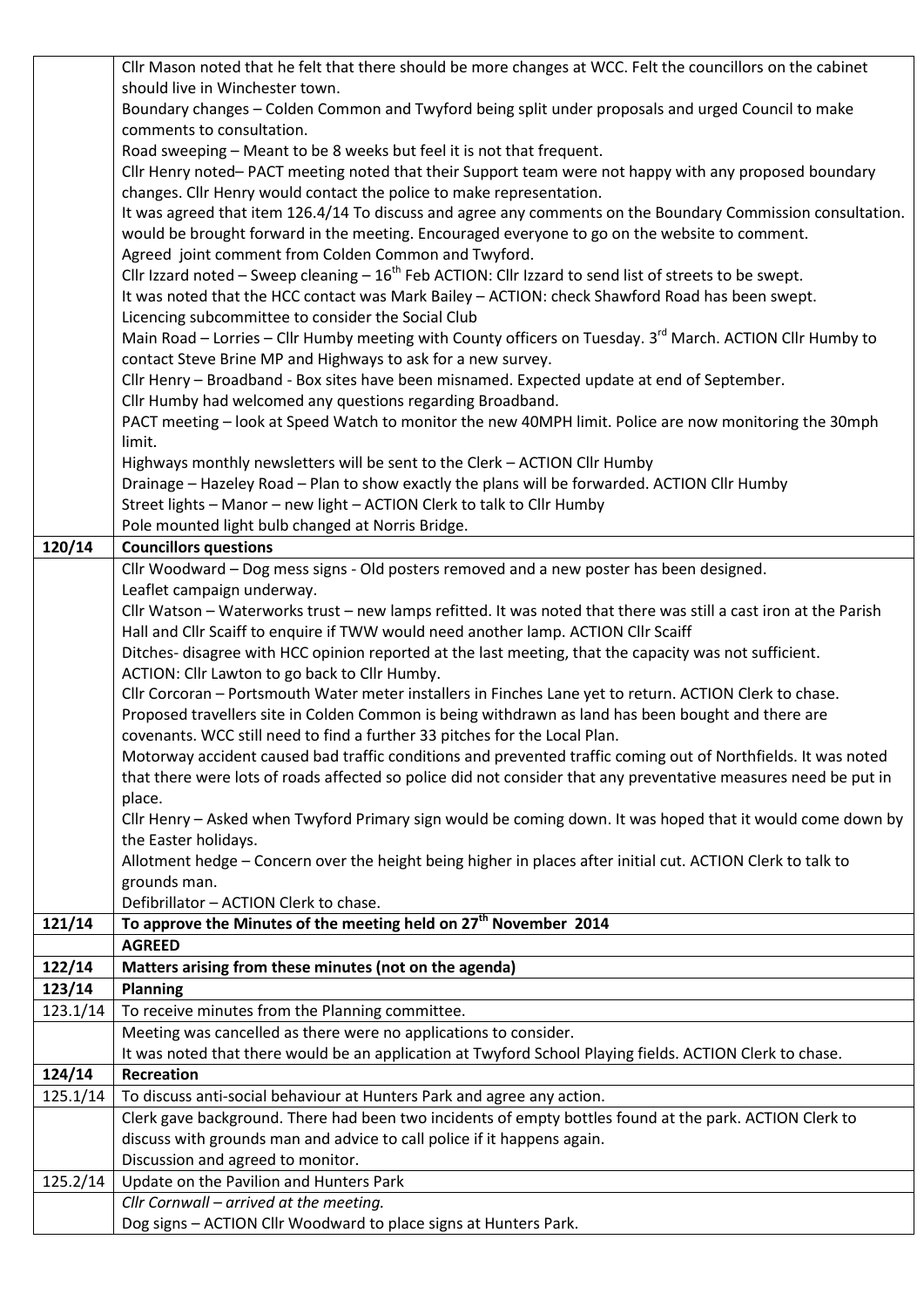| | |
|---|---|
| | Cllr Mason noted that he felt that there should be more changes at WCC. Felt the councillors on the cabinet should live in Winchester town.<br>Boundary changes – Colden Common and Twyford being split under proposals and urged Council to make comments to consultation.<br>Road sweeping – Meant to be 8 weeks but feel it is not that frequent.<br>Cllr Henry noted– PACT meeting noted that their Support team were not happy with any proposed boundary changes. Cllr Henry would contact the police to make representation.<br>It was agreed that item 126.4/14 To discuss and agree any comments on the Boundary Commission consultation. would be brought forward in the meeting. Encouraged everyone to go on the website to comment.<br>Agreed joint comment from Colden Common and Twyford.<br>Cllr Izzard noted – Sweep cleaning – 16th Feb ACTION: Cllr Izzard to send list of streets to be swept.<br>It was noted that the HCC contact was Mark Bailey – ACTION: check Shawford Road has been swept.<br>Licencing subcommittee to consider the Social Club<br>Main Road – Lorries – Cllr Humby meeting with County officers on Tuesday. 3rd March. ACTION Cllr Humby to contact Steve Brine MP and Highways to ask for a new survey.<br>Cllr Henry – Broadband - Box sites have been misnamed. Expected update at end of September.<br>Cllr Humby had welcomed any questions regarding Broadband.<br>PACT meeting – look at Speed Watch to monitor the new 40MPH limit. Police are now monitoring the 30mph limit.<br>Highways monthly newsletters will be sent to the Clerk – ACTION Cllr Humby<br>Drainage – Hazeley Road – Plan to show exactly the plans will be forwarded. ACTION Cllr Humby<br>Street lights – Manor – new light – ACTION Clerk to talk to Cllr Humby<br>Pole mounted light bulb changed at Norris Bridge. |
| **120/14** | **Councillors questions** |
| | Cllr Woodward – Dog mess signs - Old posters removed and a new poster has been designed.<br>Leaflet campaign underway.<br>Cllr Watson – Waterworks trust – new lamps refitted. It was noted that there was still a cast iron at the Parish Hall and Cllr Scaiff to enquire if TWW would need another lamp. ACTION Cllr Scaiff<br>Ditches- disagree with HCC opinion reported at the last meeting, that the capacity was not sufficient.<br>ACTION: Cllr Lawton to go back to Cllr Humby.<br>Cllr Corcoran – Portsmouth Water meter installers in Finches Lane yet to return. ACTION Clerk to chase.<br>Proposed travellers site in Colden Common is being withdrawn as land has been bought and there are covenants. WCC still need to find a further 33 pitches for the Local Plan.<br>Motorway accident caused bad traffic conditions and prevented traffic coming out of Northfields. It was noted that there were lots of roads affected so police did not consider that any preventative measures need be put in place.<br>Cllr Henry – Asked when Twyford Primary sign would be coming down. It was hoped that it would come down by the Easter holidays.<br>Allotment hedge – Concern over the height being higher in places after initial cut. ACTION Clerk to talk to grounds man.<br>Defibrillator – ACTION Clerk to chase. |
| **121/14** | **To approve the Minutes of the meeting held on 27th November 2014** |
| | **AGREED** |
| **122/14** | **Matters arising from these minutes (not on the agenda)** |
| **123/14** | **Planning** |
| 123.1/14 | To receive minutes from the Planning committee. |
| | Meeting was cancelled as there were no applications to consider.<br>It was noted that there would be an application at Twyford School Playing fields. ACTION Clerk to chase. |
| **124/14** | **Recreation** |
| 125.1/14 | To discuss anti-social behaviour at Hunters Park and agree any action. |
| | Clerk gave background. There had been two incidents of empty bottles found at the park. ACTION Clerk to discuss with grounds man and advice to call police if it happens again.<br>Discussion and agreed to monitor. |
| 125.2/14 | Update on the Pavilion and Hunters Park |
| | *Cllr Cornwall – arrived at the meeting.*<br>Dog signs – ACTION Cllr Woodward to place signs at Hunters Park. |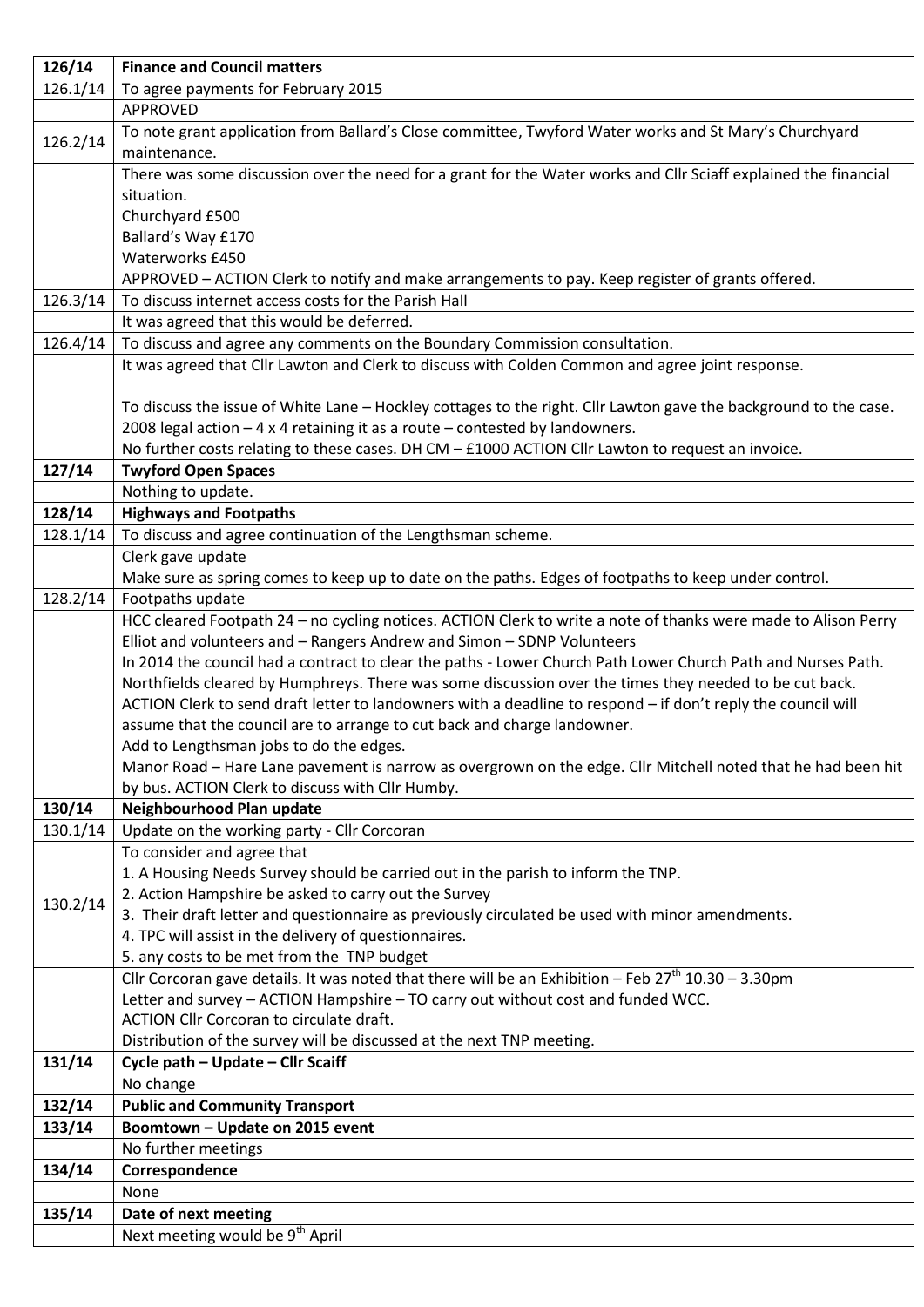| | |
|---|---|
| **126/14** | **Finance and Council matters** |
| 126.1/14 | To agree payments for February 2015 |
| | APPROVED |
| 126.2/14 | To note grant application from Ballard's Close committee, Twyford Water works and St Mary's Churchyard maintenance. |
| | There was some discussion over the need for a grant for the Water works and Cllr Sciaff explained the financial situation.<br>Churchyard £500<br>Ballard's Way £170<br>Waterworks £450<br>APPROVED – ACTION Clerk to notify and make arrangements to pay. Keep register of grants offered. |
| 126.3/14 | To discuss internet access costs for the Parish Hall |
| | It was agreed that this would be deferred. |
| 126.4/14 | To discuss and agree any comments on the Boundary Commission consultation. |
| | It was agreed that Cllr Lawton and Clerk to discuss with Colden Common and agree joint response.<br><br>To discuss the issue of White Lane – Hockley cottages to the right. Cllr Lawton gave the background to the case. 2008 legal action – 4 x 4 retaining it as a route – contested by landowners.<br>No further costs relating to these cases. DH CM – £1000 ACTION Cllr Lawton to request an invoice. |
| **127/14** | **Twyford Open Spaces** |
| | Nothing to update. |
| **128/14** | **Highways and Footpaths** |
| 128.1/14 | To discuss and agree continuation of the Lengthsman scheme. |
| | Clerk gave update<br>Make sure as spring comes to keep up to date on the paths. Edges of footpaths to keep under control. |
| 128.2/14 | Footpaths update |
| | HCC cleared Footpath 24 – no cycling notices. ACTION Clerk to write a note of thanks were made to Alison Perry Elliot and volunteers and – Rangers Andrew and Simon – SDNP Volunteers<br>In 2014 the council had a contract to clear the paths - Lower Church Path Lower Church Path and Nurses Path. Northfields cleared by Humphreys. There was some discussion over the times they needed to be cut back.<br>ACTION Clerk to send draft letter to landowners with a deadline to respond – if don't reply the council will assume that the council are to arrange to cut back and charge landowner.<br>Add to Lengthsman jobs to do the edges.<br>Manor Road – Hare Lane pavement is narrow as overgrown on the edge. Cllr Mitchell noted that he had been hit by bus. ACTION Clerk to discuss with Cllr Humby. |
| **130/14** | **Neighbourhood Plan update** |
| 130.1/14 | Update on the working party - Cllr Corcoran |
| 130.2/14 | To consider and agree that<br>1. A Housing Needs Survey should be carried out in the parish to inform the TNP.<br>2. Action Hampshire be asked to carry out the Survey<br>3. Their draft letter and questionnaire as previously circulated be used with minor amendments.<br>4. TPC will assist in the delivery of questionnaires.<br>5. any costs to be met from the TNP budget |
| | Cllr Corcoran gave details. It was noted that there will be an Exhibition – Feb 27th 10.30 – 3.30pm<br>Letter and survey – ACTION Hampshire – TO carry out without cost and funded WCC.<br>ACTION Cllr Corcoran to circulate draft.<br>Distribution of the survey will be discussed at the next TNP meeting. |
| **131/14** | **Cycle path – Update – Cllr Scaiff** |
| | No change |
| **132/14** | **Public and Community Transport** |
| **133/14** | **Boomtown – Update on 2015 event** |
| | No further meetings |
| **134/14** | **Correspondence** |
| | None |
| **135/14** | **Date of next meeting** |
| | Next meeting would be 9th April |